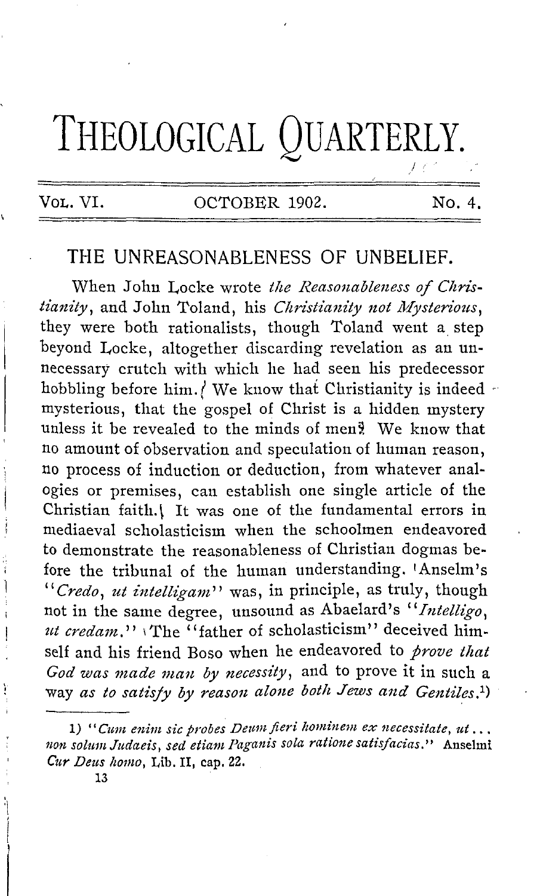# THEOLOGICAL QUARTERLY.

VOL. VI. OCTOBER 1902. No. 4.

## THE UNREASONABLENESS OF UNBELIEF.

When John Locke wrote *the Reasonableness of Christianity*, and John Toland, his *Christianity not Mysterious*, they were both rationalists, though Toland went a step beyond Locke, altogether discarding revelation as an unnecessary crutch with which he had seen his predecessor hobbling before him. We know that Christianity is indeed mysterious, that the gospel of Christ is a hidden mystery unless it be revealed to the minds of men. We know that no amount of observation and speculation of human reason, no process of induction or deduction, from whatever analogies or premises, can establish one single article of the Christian faith. It was one of the fundamental errors in mediaeval scholasticism when the schoolmen endeavored to demonstrate the reasonableness of Christian dogmas before the tribunal of the human understanding. Anselm's "*Credo, ut intelligam*" was, in principle, as truly, though not in the same degree, unsound as Abaelard's "*Intelligo, ut credam.*" The "father of scholasticism" deceived himself and his friend Boso when he endeavored to *prove that God was made man by necessity*, and to prove it in such a way *as to satisfy by reason alone both Jews and Gentiles.*[1]

---

1) "*Cum enim sic probes Deum fieri hominem ex necessitate, ut ... non solum Judaeis, sed etiam Paganis sola ratione satisfacias.*" Anselmi *Cur Deus homo*, Lib. II, cap. 22.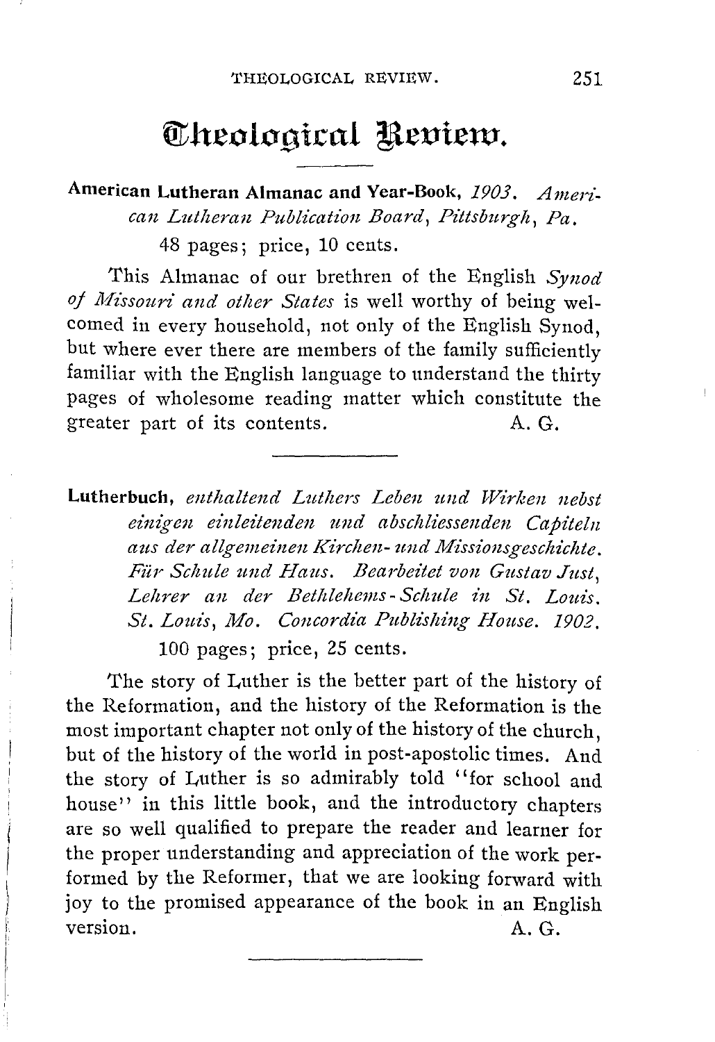# Theological Review.

**American Lutheran Almanac and Year-Book,** *1903. American Lutheran Publication Board, Pittsburgh, Pa.* 48 pages; price, 10 cents.

This Almanac of our brethren of the English *Synod of Missouri and other States* is well worthy of being welcomed in every household, not only of the English Synod, but where ever there are members of the family sufficiently familiar with the English language to understand the thirty pages of wholesome reading matter which constitute the greater part of its contents. A. G.

---

**Lutherbuch,** *enthaltend Luthers Leben und Wirken nebst einigen einleitenden und abschliessenden Capiteln aus der allgemeinen Kirchen- und Missionsgeschichte. Für Schule und Haus. Bearbeitet von Gustav Just, Lehrer an der Bethlehems-Schule in St. Louis. St. Louis, Mo. Concordia Publishing House. 1902.* 100 pages; price, 25 cents.

The story of Luther is the better part of the history of the Reformation, and the history of the Reformation is the most important chapter not only of the history of the church, but of the history of the world in post-apostolic times. And the story of Luther is so admirably told "for school and house" in this little book, and the introductory chapters are so well qualified to prepare the reader and learner for the proper understanding and appreciation of the work performed by the Reformer, that we are looking forward with joy to the promised appearance of the book in an English version. A. G.

---